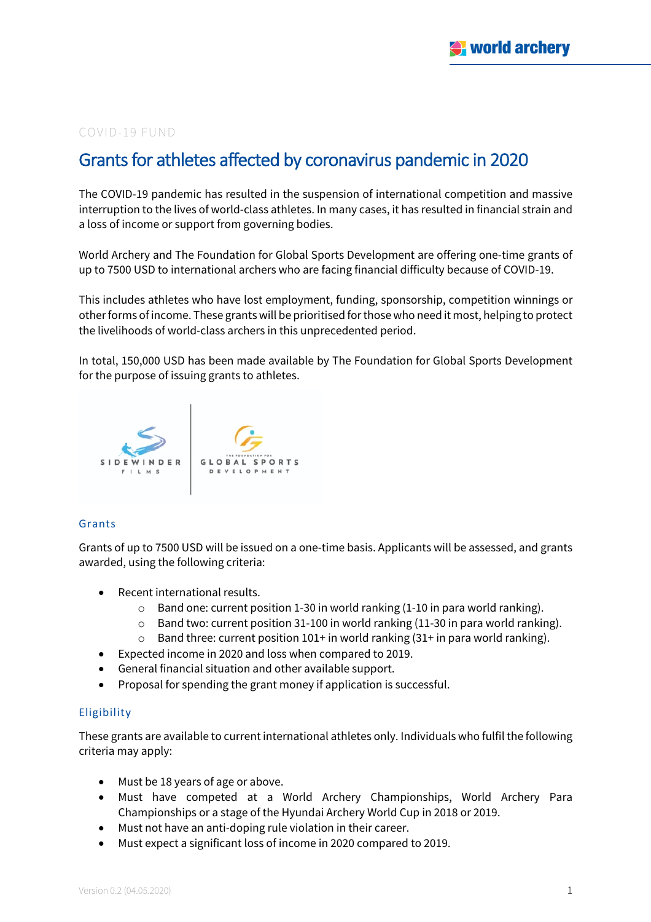COVID-19 FUND

# Grants for athletes affected by coronavirus pandemic in 2020

The COVID-19 pandemic has resulted in the suspension of international competition and massive interruption to the lives of world-class athletes. In many cases, it has resulted in financial strain and a loss of income or support from governing bodies.

World Archery and The Foundation for Global Sports Development are offering one-time grants of up to 7500 USD to international archers who are facing financial difficulty because of COVID-19.

This includes athletes who have lost employment, funding, sponsorship, competition winnings or other forms of income. These grants will be prioritised for those who need it most, helping to protect the livelihoods of world-class archers in this unprecedented period.

In total, 150,000 USD has been made available by The Foundation for Global Sports Development for the purpose of issuing grants to athletes.

## Grants

Grants of up to 7500 USD will be issued on a one-time basis. Applicants will be assessed, and grants awarded, using the following criteria:

- Recent international results.
  - Band one: current position 1-30 in world ranking (1-10 in para world ranking).
  - Band two: current position 31-100 in world ranking (11-30 in para world ranking).
  - Band three: current position 101+ in world ranking (31+ in para world ranking).
- Expected income in 2020 and loss when compared to 2019.
- General financial situation and other available support.
- Proposal for spending the grant money if application is successful.

## Eligibility

These grants are available to current international athletes only. Individuals who fulfil the following criteria may apply:

- Must be 18 years of age or above.
- Must have competed at a World Archery Championships, World Archery Para Championships or a stage of the Hyundai Archery World Cup in 2018 or 2019.
- Must not have an anti-doping rule violation in their career.
- Must expect a significant loss of income in 2020 compared to 2019.

Version 0.2 (04.05.2020)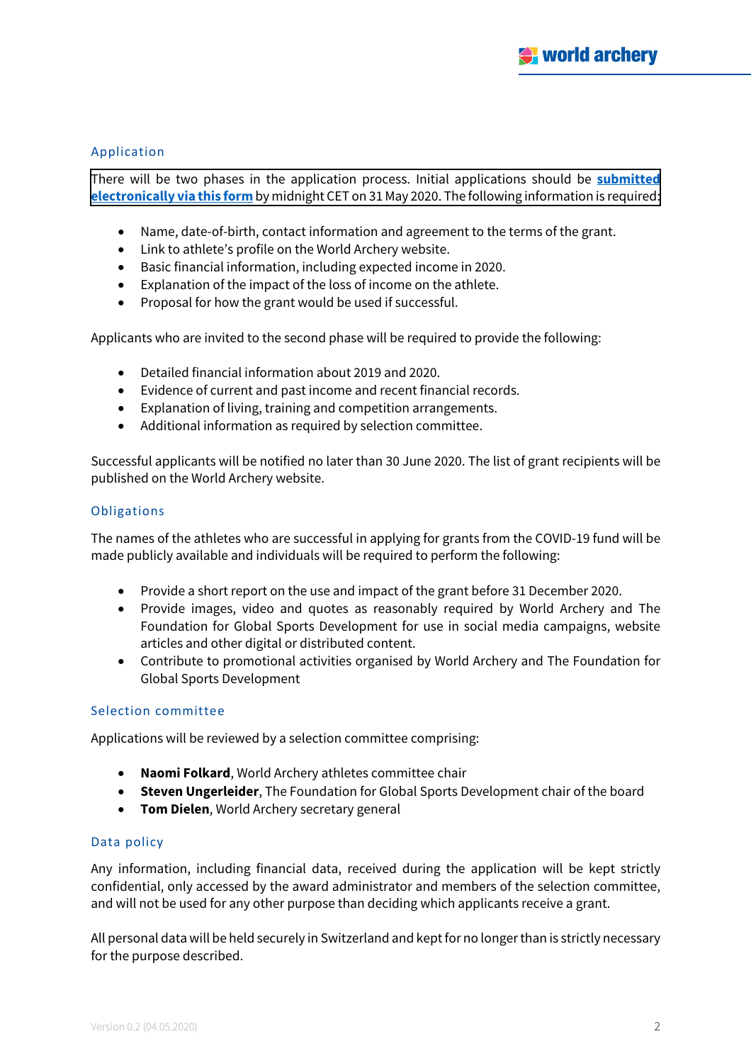## Application

There will be two phases in the application process. Initial applications should be **submitted electronically via this form** by midnight CET on 31 May 2020. The following information is required:

- Name, date-of-birth, contact information and agreement to the terms of the grant.
- Link to athlete's profile on the World Archery website.
- Basic financial information, including expected income in 2020.
- Explanation of the impact of the loss of income on the athlete.
- Proposal for how the grant would be used if successful.

Applicants who are invited to the second phase will be required to provide the following:

- Detailed financial information about 2019 and 2020.
- Evidence of current and past income and recent financial records.
- Explanation of living, training and competition arrangements.
- Additional information as required by selection committee.

Successful applicants will be notified no later than 30 June 2020. The list of grant recipients will be published on the World Archery website.

## Obligations

The names of the athletes who are successful in applying for grants from the COVID-19 fund will be made publicly available and individuals will be required to perform the following:

- Provide a short report on the use and impact of the grant before 31 December 2020.
- Provide images, video and quotes as reasonably required by World Archery and The Foundation for Global Sports Development for use in social media campaigns, website articles and other digital or distributed content.
- Contribute to promotional activities organised by World Archery and The Foundation for Global Sports Development

## Selection committee

Applications will be reviewed by a selection committee comprising:

- **Naomi Folkard**, World Archery athletes committee chair
- **Steven Ungerleider**, The Foundation for Global Sports Development chair of the board
- **Tom Dielen**, World Archery secretary general

## Data policy

Any information, including financial data, received during the application will be kept strictly confidential, only accessed by the award administrator and members of the selection committee, and will not be used for any other purpose than deciding which applicants receive a grant.

All personal data will be held securely in Switzerland and kept for no longer than is strictly necessary for the purpose described.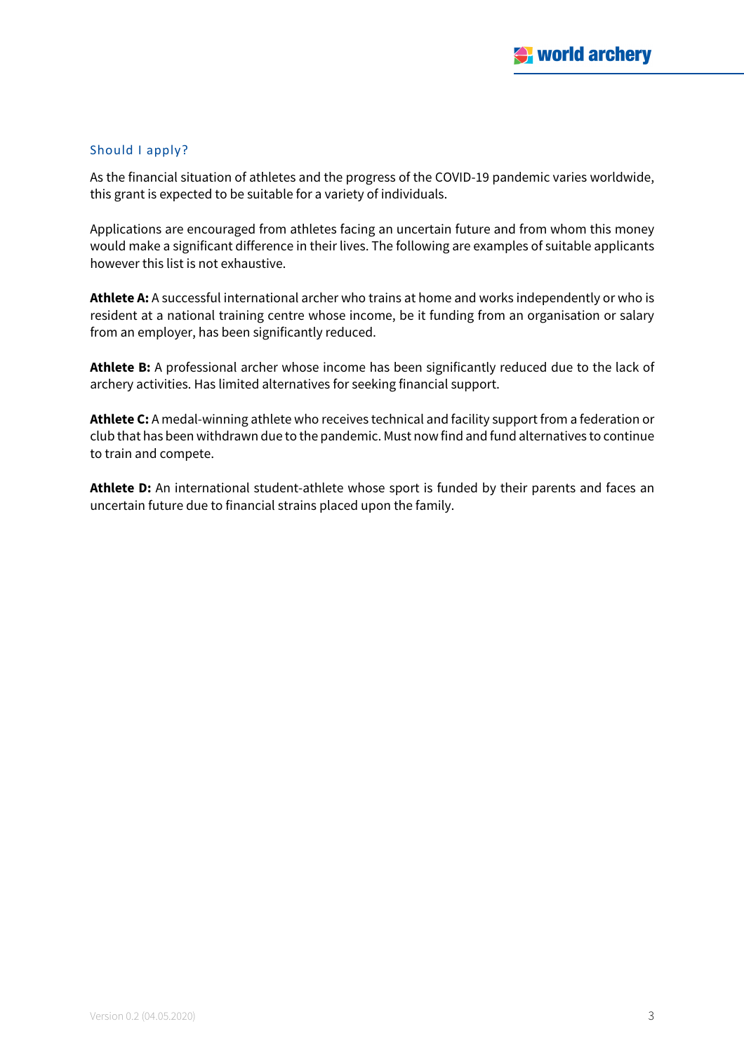## Should I apply?

As the financial situation of athletes and the progress of the COVID-19 pandemic varies worldwide, this grant is expected to be suitable for a variety of individuals.

Applications are encouraged from athletes facing an uncertain future and from whom this money would make a significant difference in their lives. The following are examples of suitable applicants however this list is not exhaustive.

**Athlete A:** A successful international archer who trains at home and works independently or who is resident at a national training centre whose income, be it funding from an organisation or salary from an employer, has been significantly reduced.

**Athlete B:** A professional archer whose income has been significantly reduced due to the lack of archery activities. Has limited alternatives for seeking financial support.

**Athlete C:** A medal-winning athlete who receives technical and facility support from a federation or club that has been withdrawn due to the pandemic. Must now find and fund alternatives to continue to train and compete.

**Athlete D:** An international student-athlete whose sport is funded by their parents and faces an uncertain future due to financial strains placed upon the family.